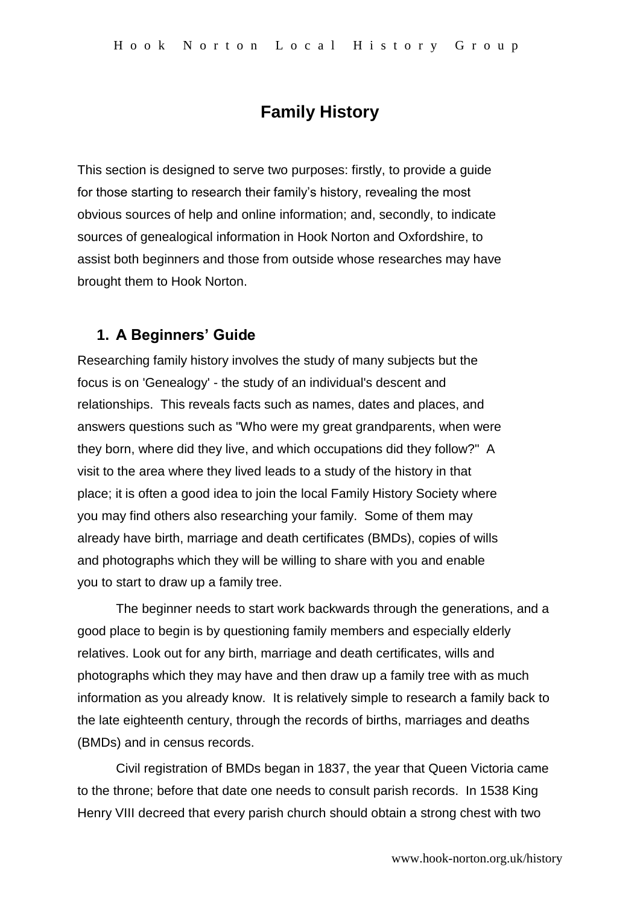# Family History

This section is designed to serve two purposes: firstly, to provide a guide for those starting to research their family's history, revealing the most obvious sources of help and online information; and, secondly, to indicate sources of genealogical information in Hook Norton and Oxfordshire, to assist both beginners and those from outside whose researches may have brought them to Hook Norton.

## 1. A Beginners' Guide

Researching family history involves the study of many subjects but the focus is on 'Genealogy' - the study of an individual's descent and relationships. This reveals facts such as names, dates and places, and answers questions such as "Who were my great grandparents, when were they born, where did they live, and which occupations did they follow?" A visit to the area where they lived leads to a study of the history in that place; it is often a good idea to join the local Family History Society where you may find others also researching your family. Some of them may already have birth, marriage and death certificates (BMDs), copies of wills and photographs which they will be willing to share with you and enable you to start to draw up a family tree.

The beginner needs to start work backwards through the generations, and a good place to begin is by questioning family members and especially elderly relatives. Look out for any birth, marriage and death certificates, wills and photographs which they may have and then draw up a family tree with as much information as you already know. It is relatively simple to research a family back to the late eighteenth century, through the records of births, marriages and deaths (BMDs) and in census records.

Civil registration of BMDs began in 1837, the year that Queen Victoria came to the throne; before that date one needs to consult parish records. In 1538 King Henry VIII decreed that every parish church should obtain a strong chest with two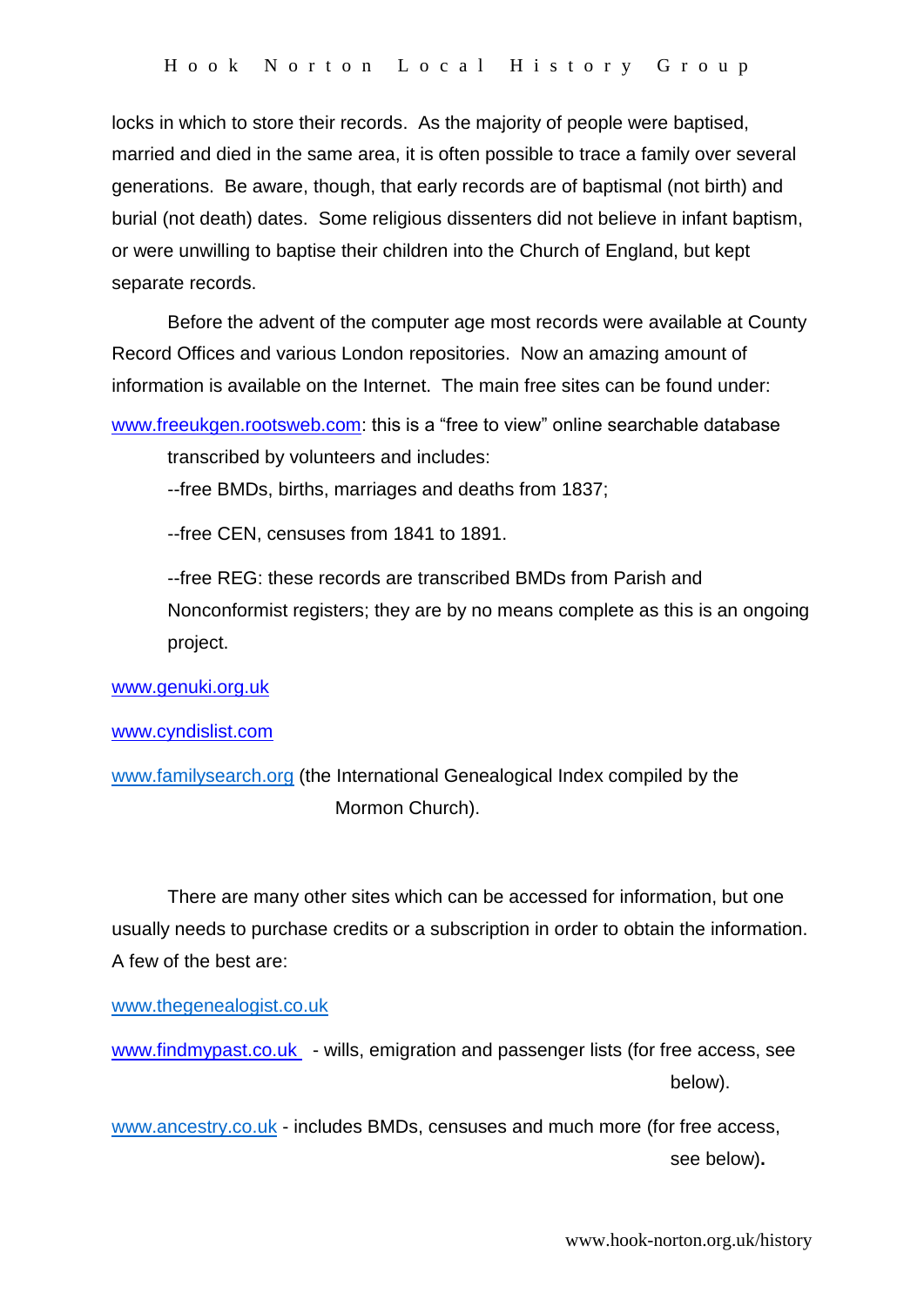locks in which to store their records. As the majority of people were baptised, married and died in the same area, it is often possible to trace a family over several generations. Be aware, though, that early records are of baptismal (not birth) and burial (not death) dates. Some religious dissenters did not believe in infant baptism, or were unwilling to baptise their children into the Church of England, but kept separate records.

Before the advent of the computer age most records were available at County Record Offices and various London repositories. Now an amazing amount of information is available on the Internet. The main free sites can be found under:

www.freeukgen.rootsweb.com: this is a "free to view" online searchable database transcribed by volunteers and includes:

--free BMDs, births, marriages and deaths from 1837;

--free CEN, censuses from 1841 to 1891.

--free REG: these records are transcribed BMDs from Parish and Nonconformist registers; they are by no means complete as this is an ongoing project.

www.genuki.org.uk

www.cyndislist.com

www.familysearch.org (the International Genealogical Index compiled by the Mormon Church).

There are many other sites which can be accessed for information, but one usually needs to purchase credits or a subscription in order to obtain the information. A few of the best are:

www.thegenealogist.co.uk

www.findmypast.co.uk - wills, emigration and passenger lists (for free access, see below).

www.ancestry.co.uk - includes BMDs, censuses and much more (for free access, see below).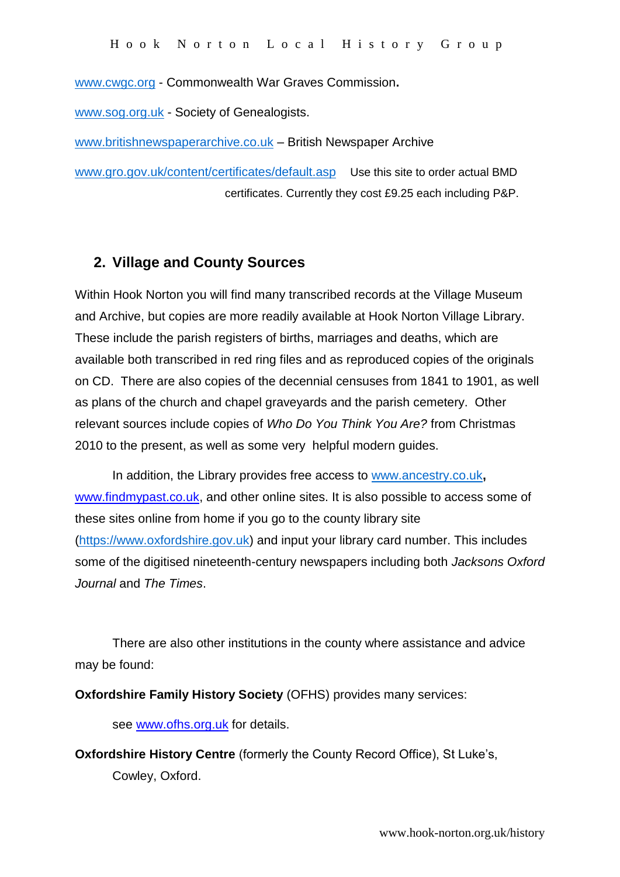www.cwgc.org - Commonwealth War Graves Commission**.**

www.sog.org.uk - Society of Genealogists.

www.britishnewspaperarchive.co.uk – British Newspaper Archive

www.gro.gov.uk/content/certificates/default.asp Use this site to order actual BMD certificates. Currently they cost £9.25 each including P&P.

## 2. Village and County Sources

Within Hook Norton you will find many transcribed records at the Village Museum and Archive, but copies are more readily available at Hook Norton Village Library. These include the parish registers of births, marriages and deaths, which are available both transcribed in red ring files and as reproduced copies of the originals on CD. There are also copies of the decennial censuses from 1841 to 1901, as well as plans of the church and chapel graveyards and the parish cemetery. Other relevant sources include copies of *Who Do You Think You Are?* from Christmas 2010 to the present, as well as some very helpful modern guides.

In addition, the Library provides free access to www.ancestry.co.uk**,** www.findmypast.co.uk, and other online sites. It is also possible to access some of these sites online from home if you go to the county library site (https://www.oxfordshire.gov.uk) and input your library card number. This includes some of the digitised nineteenth-century newspapers including both *Jacksons Oxford Journal* and *The Times*.

There are also other institutions in the county where assistance and advice may be found:

**Oxfordshire Family History Society** (OFHS) provides many services:

see www.ofhs.org.uk for details.

**Oxfordshire History Centre** (formerly the County Record Office), St Luke's, Cowley, Oxford.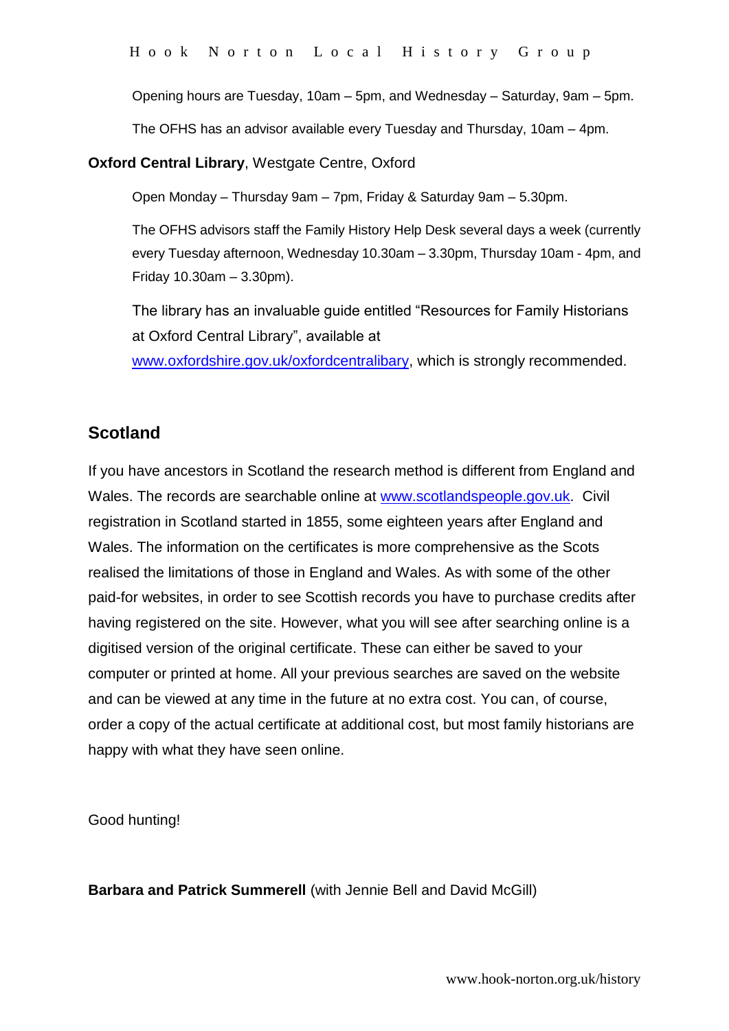Opening hours are Tuesday, 10am – 5pm, and Wednesday – Saturday, 9am – 5pm.

The OFHS has an advisor available every Tuesday and Thursday, 10am – 4pm.

**Oxford Central Library**, Westgate Centre, Oxford

Open Monday – Thursday 9am – 7pm, Friday & Saturday 9am – 5.30pm.

The OFHS advisors staff the Family History Help Desk several days a week (currently every Tuesday afternoon, Wednesday 10.30am – 3.30pm, Thursday 10am - 4pm, and Friday 10.30am – 3.30pm).

The library has an invaluable guide entitled "Resources for Family Historians at Oxford Central Library", available at www.oxfordshire.gov.uk/oxfordcentralibary, which is strongly recommended.

## Scotland

If you have ancestors in Scotland the research method is different from England and Wales. The records are searchable online at www.scotlandspeople.gov.uk. Civil registration in Scotland started in 1855, some eighteen years after England and Wales. The information on the certificates is more comprehensive as the Scots realised the limitations of those in England and Wales. As with some of the other paid-for websites, in order to see Scottish records you have to purchase credits after having registered on the site. However, what you will see after searching online is a digitised version of the original certificate. These can either be saved to your computer or printed at home. All your previous searches are saved on the website and can be viewed at any time in the future at no extra cost. You can, of course, order a copy of the actual certificate at additional cost, but most family historians are happy with what they have seen online.

Good hunting!

**Barbara and Patrick Summerell** (with Jennie Bell and David McGill)